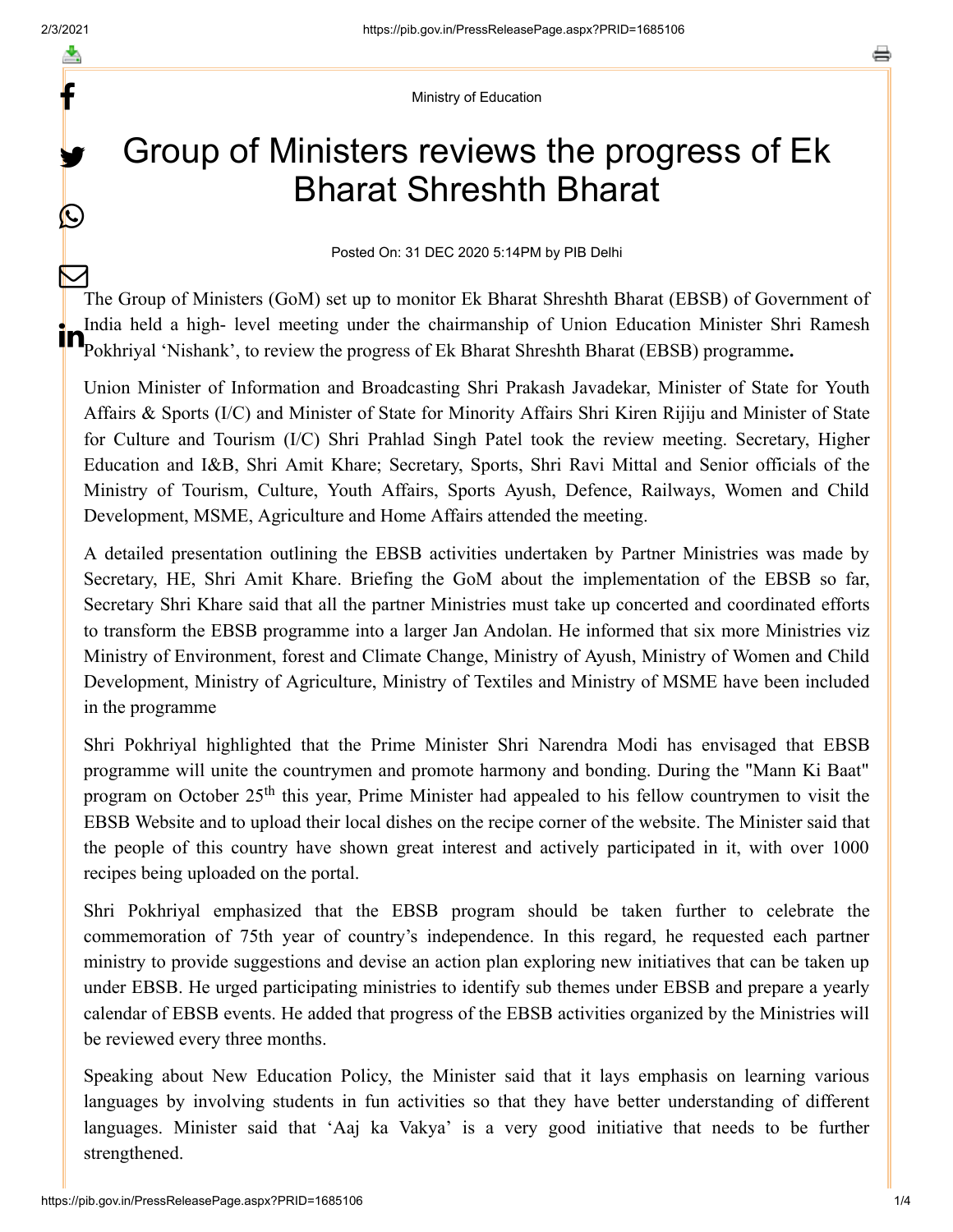Ministry of Education

# Group of Ministers reviews the progress of Ek Bharat Shreshth Bharat

Posted On: 31 DEC 2020 5:14PM by PIB Delhi

The Group of Ministers (GoM) set up to monitor Ek Bharat Shreshth Bharat (EBSB) of Government of India held a high- level meeting under the chairmanship of Union Education Minister Shri Ramesh Pokhriyal 'Nishank', to review the progress of Ek Bharat Shreshth Bharat (EBSB) programme**.**

Union Minister of Information and Broadcasting Shri Prakash Javadekar, Minister of State for Youth Affairs & Sports (I/C) and Minister of State for Minority Affairs Shri Kiren Rijiju and Minister of State for Culture and Tourism (I/C) Shri Prahlad Singh Patel took the review meeting. Secretary, Higher Education and I&B, Shri Amit Khare; Secretary, Sports, Shri Ravi Mittal and Senior officials of the Ministry of Tourism, Culture, Youth Affairs, Sports Ayush, Defence, Railways, Women and Child Development, MSME, Agriculture and Home Affairs attended the meeting.

A detailed presentation outlining the EBSB activities undertaken by Partner Ministries was made by Secretary, HE, Shri Amit Khare. Briefing the GoM about the implementation of the EBSB so far, Secretary Shri Khare said that all the partner Ministries must take up concerted and coordinated efforts to transform the EBSB programme into a larger Jan Andolan. He informed that six more Ministries viz Ministry of Environment, forest and Climate Change, Ministry of Ayush, Ministry of Women and Child Development, Ministry of Agriculture, Ministry of Textiles and Ministry of MSME have been included in the programme

Shri Pokhriyal highlighted that the Prime Minister Shri Narendra Modi has envisaged that EBSB programme will unite the countrymen and promote harmony and bonding. During the "Mann Ki Baat" program on October 25th this year, Prime Minister had appealed to his fellow countrymen to visit the EBSB Website and to upload their local dishes on the recipe corner of the website. The Minister said that the people of this country have shown great interest and actively participated in it, with over 1000 recipes being uploaded on the portal.

Shri Pokhriyal emphasized that the EBSB program should be taken further to celebrate the commemoration of 75th year of country's independence. In this regard, he requested each partner ministry to provide suggestions and devise an action plan exploring new initiatives that can be taken up under EBSB. He urged participating ministries to identify sub themes under EBSB and prepare a yearly calendar of EBSB events. He added that progress of the EBSB activities organized by the Ministries will be reviewed every three months.

Speaking about New Education Policy, the Minister said that it lays emphasis on learning various languages by involving students in fun activities so that they have better understanding of different languages. Minister said that 'Aaj ka Vakya' is a very good initiative that needs to be further strengthened.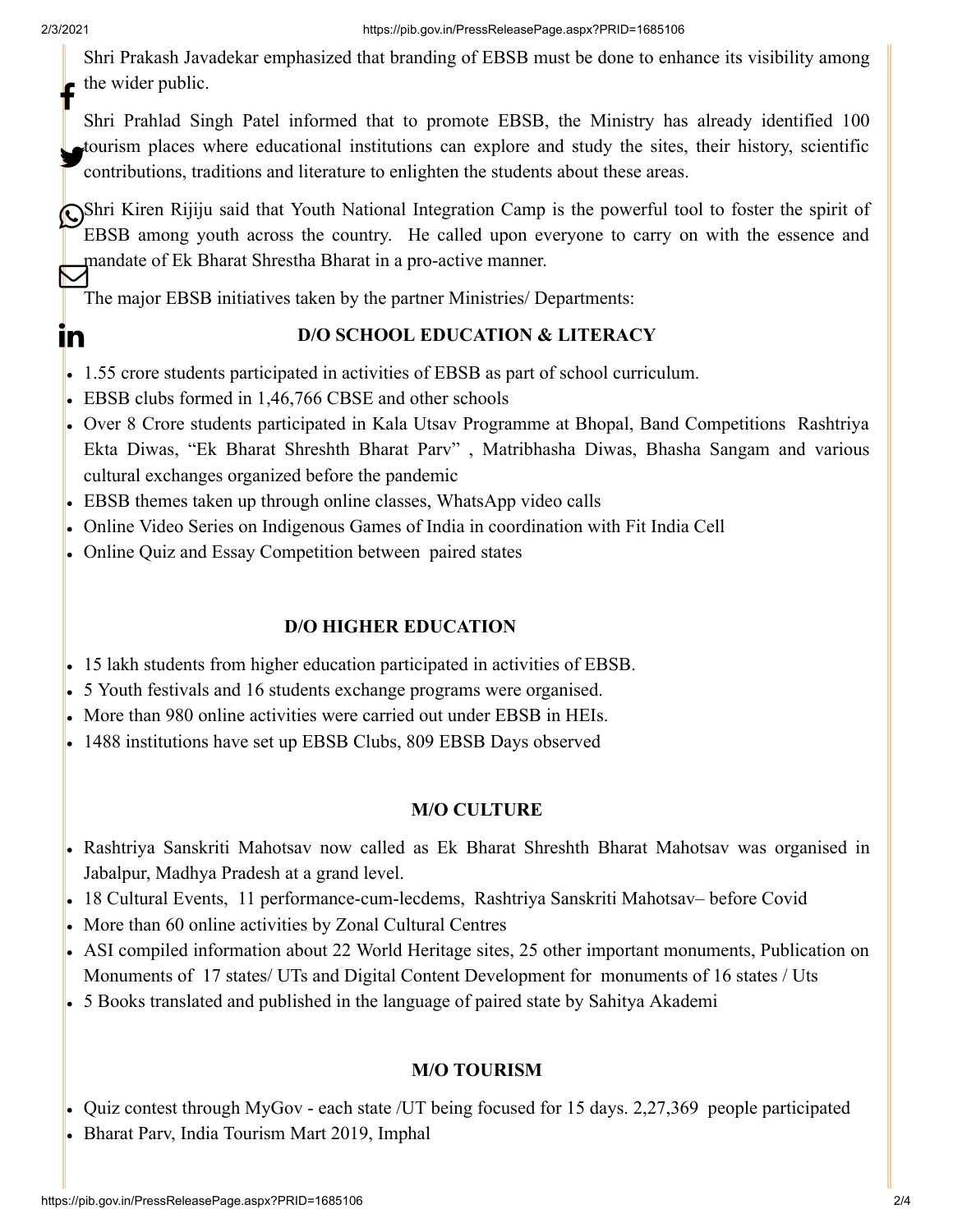Shri Prakash Javadekar emphasized that branding of EBSB must be done to enhance its visibility among the wider public.

Shri Prahlad Singh Patel informed that to promote EBSB, the Ministry has already identified 100 tourism places where educational institutions can explore and study the sites, their history, scientific contributions, traditions and literature to enlighten the students about these areas.

Shri Kiren Rijiju said that Youth National Integration Camp is the powerful tool to foster the spirit of EBSB among youth across the country. He called upon everyone to carry on with the essence and mandate of Ek Bharat Shrestha Bharat in a pro-active manner.

The major EBSB initiatives taken by the partner Ministries/ Departments:

**D/O SCHOOL EDUCATION & LITERACY**

- 1.55 crore students participated in activities of EBSB as part of school curriculum.
- EBSB clubs formed in 1,46,766 CBSE and other schools
- Over 8 Crore students participated in Kala Utsav Programme at Bhopal, Band Competitions Rashtriya Ekta Diwas, "Ek Bharat Shreshth Bharat Parv" , Matribhasha Diwas, Bhasha Sangam and various cultural exchanges organized before the pandemic
- EBSB themes taken up through online classes, WhatsApp video calls
- Online Video Series on Indigenous Games of India in coordination with Fit India Cell
- Online Quiz and Essay Competition between paired states

**D/O HIGHER EDUCATION**

- 15 lakh students from higher education participated in activities of EBSB.
- 5 Youth festivals and 16 students exchange programs were organised.
- More than 980 online activities were carried out under EBSB in HEIs.
- 1488 institutions have set up EBSB Clubs, 809 EBSB Days observed

**M/O CULTURE**

- Rashtriya Sanskriti Mahotsav now called as Ek Bharat Shreshth Bharat Mahotsav was organised in Jabalpur, Madhya Pradesh at a grand level.
- 18 Cultural Events, 11 performance-cum-lecdems, Rashtriya Sanskriti Mahotsav– before Covid
- More than 60 online activities by Zonal Cultural Centres
- ASI compiled information about 22 World Heritage sites, 25 other important monuments, Publication on Monuments of 17 states/ UTs and Digital Content Development for monuments of 16 states / Uts
- 5 Books translated and published in the language of paired state by Sahitya Akademi

**M/O TOURISM**

- Quiz contest through MyGov - each state /UT being focused for 15 days. 2,27,369 people participated
- Bharat Parv, India Tourism Mart 2019, Imphal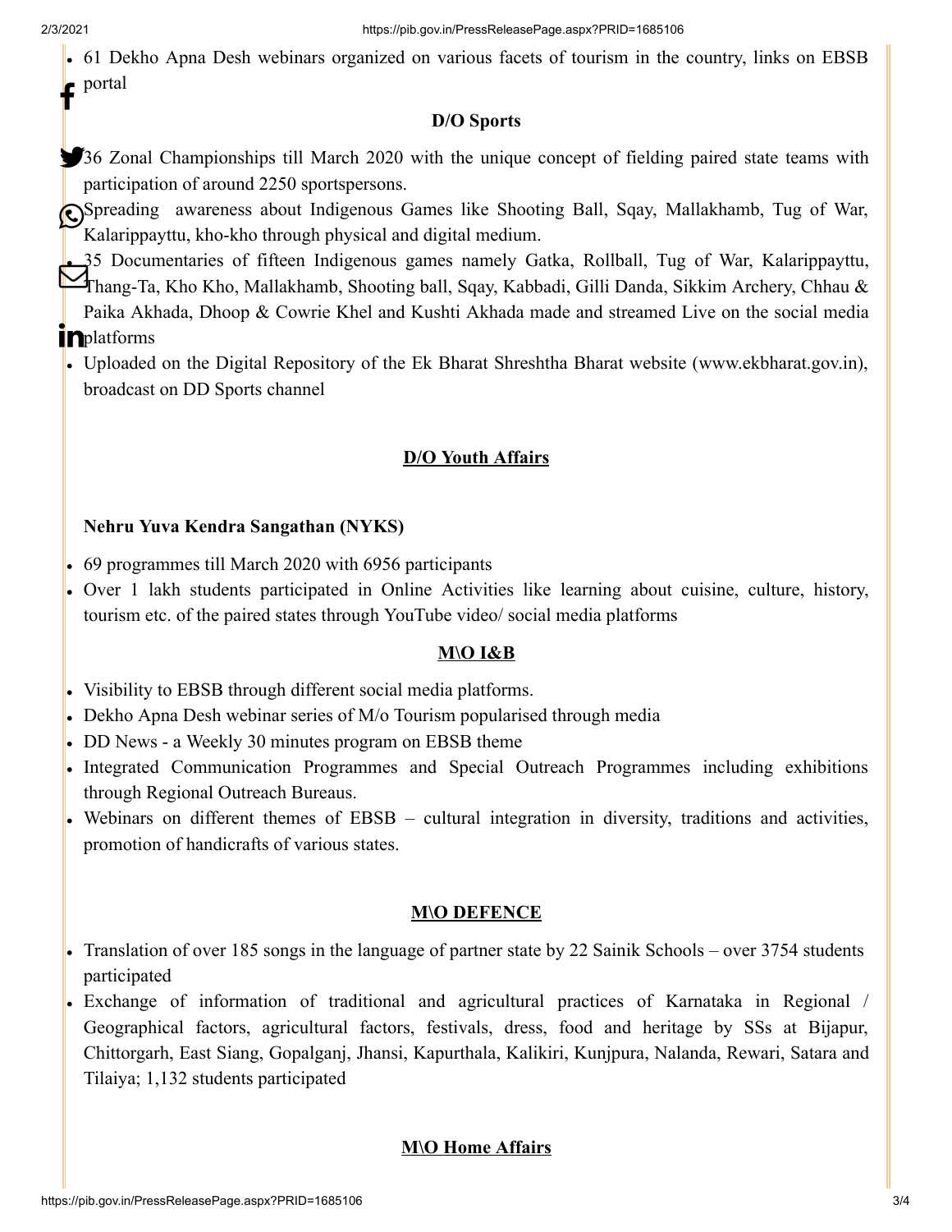- 61 Dekho Apna Desh webinars organized on various facets of tourism in the country, links on EBSB portal

**D/O Sports**

- 36 Zonal Championships till March 2020 with the unique concept of fielding paired state teams with participation of around 2250 sportspersons.
- Spreading awareness about Indigenous Games like Shooting Ball, Sqay, Mallakhamb, Tug of War, Kalarippayttu, kho-kho through physical and digital medium.
- 35 Documentaries of fifteen Indigenous games namely Gatka, Rollball, Tug of War, Kalarippayttu, Thang-Ta, Kho Kho, Mallakhamb, Shooting ball, Sqay, Kabbadi, Gilli Danda, Sikkim Archery, Chhau & Paika Akhada, Dhoop & Cowrie Khel and Kushti Akhada made and streamed Live on the social media platforms
- Uploaded on the Digital Repository of the Ek Bharat Shreshtha Bharat website (www.ekbharat.gov.in), broadcast on DD Sports channel

**D/O Youth Affairs**

**Nehru Yuva Kendra Sangathan (NYKS)**

- 69 programmes till March 2020 with 6956 participants
- Over 1 lakh students participated in Online Activities like learning about cuisine, culture, history, tourism etc. of the paired states through YouTube video/ social media platforms

**M\O I&B**

- Visibility to EBSB through different social media platforms.
- Dekho Apna Desh webinar series of M/o Tourism popularised through media
- DD News - a Weekly 30 minutes program on EBSB theme
- Integrated Communication Programmes and Special Outreach Programmes including exhibitions through Regional Outreach Bureaus.
- Webinars on different themes of EBSB – cultural integration in diversity, traditions and activities, promotion of handicrafts of various states.

**M\O DEFENCE**

- Translation of over 185 songs in the language of partner state by 22 Sainik Schools – over 3754 students participated
- Exchange of information of traditional and agricultural practices of Karnataka in Regional / Geographical factors, agricultural factors, festivals, dress, food and heritage by SSs at Bijapur, Chittorgarh, East Siang, Gopalganj, Jhansi, Kapurthala, Kalikiri, Kunjpura, Nalanda, Rewari, Satara and Tilaiya; 1,132 students participated

**M\O Home Affairs**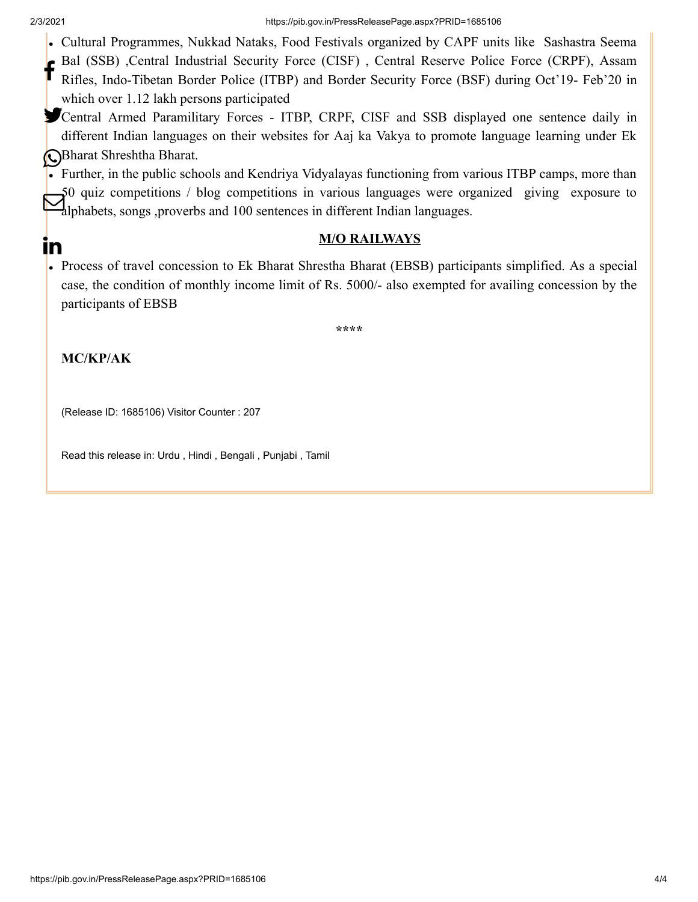- Cultural Programmes, Nukkad Nataks, Food Festivals organized by CAPF units like Sashastra Seema Bal (SSB) ,Central Industrial Security Force (CISF) , Central Reserve Police Force (CRPF), Assam Rifles, Indo-Tibetan Border Police (ITBP) and Border Security Force (BSF) during Oct'19- Feb'20 in which over 1.12 lakh persons participated
- Central Armed Paramilitary Forces - ITBP, CRPF, CISF and SSB displayed one sentence daily in different Indian languages on their websites for Aaj ka Vakya to promote language learning under Ek Bharat Shreshtha Bharat.
- Further, in the public schools and Kendriya Vidyalayas functioning from various ITBP camps, more than 50 quiz competitions / blog competitions in various languages were organized giving exposure to alphabets, songs ,proverbs and 100 sentences in different Indian languages.

**M/O RAILWAYS**

- Process of travel concession to Ek Bharat Shrestha Bharat (EBSB) participants simplified. As a special case, the condition of monthly income limit of Rs. 5000/- also exempted for availing concession by the participants of EBSB

\*\*\*\*

**MC/KP/AK**

(Release ID: 1685106) Visitor Counter : 207

Read this release in: Urdu , Hindi , Bengali , Punjabi , Tamil